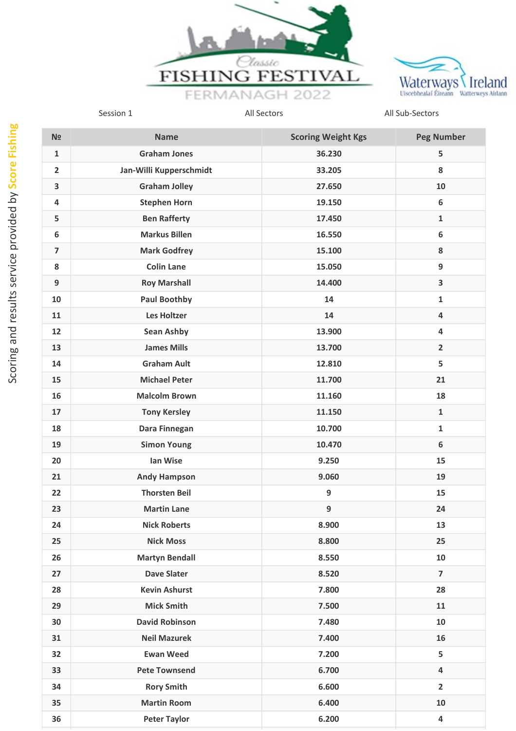Classic FISHING FESTIVAL FERMANAGH 2022

Waterways Ireland — Uiscebhealaí Éireann — Watterweys Airlann

Session 1 | All Sectors | All Sub-Sectors

Scoring and results service provided by Score Fishing

| № | Name | Scoring Weight Kgs | Peg Number |
|---|---|---|---|
| 1 | Graham Jones | 36.230 | 5 |
| 2 | Jan-Willi Kupperschmidt | 33.205 | 8 |
| 3 | Graham Jolley | 27.650 | 10 |
| 4 | Stephen Horn | 19.150 | 6 |
| 5 | Ben Rafferty | 17.450 | 1 |
| 6 | Markus Billen | 16.550 | 6 |
| 7 | Mark Godfrey | 15.100 | 8 |
| 8 | Colin Lane | 15.050 | 9 |
| 9 | Roy Marshall | 14.400 | 3 |
| 10 | Paul Boothby | 14 | 1 |
| 11 | Les Holtzer | 14 | 4 |
| 12 | Sean Ashby | 13.900 | 4 |
| 13 | James Mills | 13.700 | 2 |
| 14 | Graham Ault | 12.810 | 5 |
| 15 | Michael Peter | 11.700 | 21 |
| 16 | Malcolm Brown | 11.160 | 18 |
| 17 | Tony Kersley | 11.150 | 1 |
| 18 | Dara Finnegan | 10.700 | 1 |
| 19 | Simon Young | 10.470 | 6 |
| 20 | Ian Wise | 9.250 | 15 |
| 21 | Andy Hampson | 9.060 | 19 |
| 22 | Thorsten Beil | 9 | 15 |
| 23 | Martin Lane | 9 | 24 |
| 24 | Nick Roberts | 8.900 | 13 |
| 25 | Nick Moss | 8.800 | 25 |
| 26 | Martyn Bendall | 8.550 | 10 |
| 27 | Dave Slater | 8.520 | 7 |
| 28 | Kevin Ashurst | 7.800 | 28 |
| 29 | Mick Smith | 7.500 | 11 |
| 30 | David Robinson | 7.480 | 10 |
| 31 | Neil Mazurek | 7.400 | 16 |
| 32 | Ewan Weed | 7.200 | 5 |
| 33 | Pete Townsend | 6.700 | 4 |
| 34 | Rory Smith | 6.600 | 2 |
| 35 | Martin Room | 6.400 | 10 |
| 36 | Peter Taylor | 6.200 | 4 |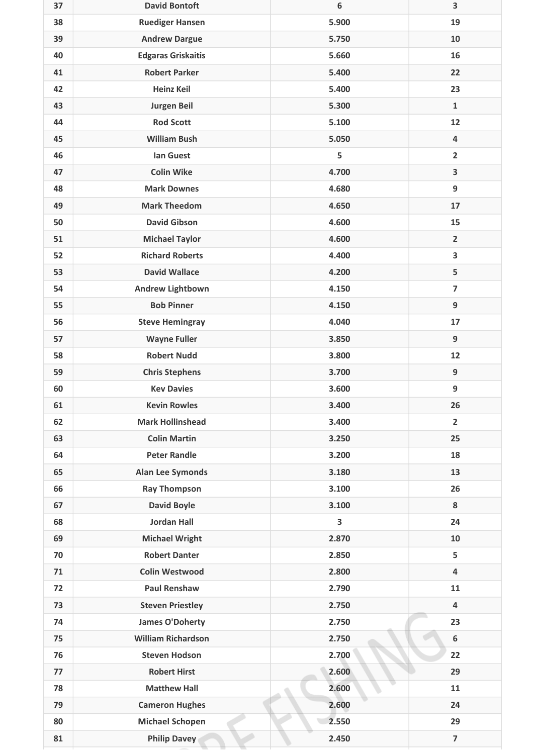| | | | |
|---|---|---|---|
| 37 | David Bontoft | 6 | 3 |
| 38 | Ruediger Hansen | 5.900 | 19 |
| 39 | Andrew Dargue | 5.750 | 10 |
| 40 | Edgaras Griskaitis | 5.660 | 16 |
| 41 | Robert Parker | 5.400 | 22 |
| 42 | Heinz Keil | 5.400 | 23 |
| 43 | Jurgen Beil | 5.300 | 1 |
| 44 | Rod Scott | 5.100 | 12 |
| 45 | William Bush | 5.050 | 4 |
| 46 | Ian Guest | 5 | 2 |
| 47 | Colin Wike | 4.700 | 3 |
| 48 | Mark Downes | 4.680 | 9 |
| 49 | Mark Theedom | 4.650 | 17 |
| 50 | David Gibson | 4.600 | 15 |
| 51 | Michael Taylor | 4.600 | 2 |
| 52 | Richard Roberts | 4.400 | 3 |
| 53 | David Wallace | 4.200 | 5 |
| 54 | Andrew Lightbown | 4.150 | 7 |
| 55 | Bob Pinner | 4.150 | 9 |
| 56 | Steve Hemingray | 4.040 | 17 |
| 57 | Wayne Fuller | 3.850 | 9 |
| 58 | Robert Nudd | 3.800 | 12 |
| 59 | Chris Stephens | 3.700 | 9 |
| 60 | Kev Davies | 3.600 | 9 |
| 61 | Kevin Rowles | 3.400 | 26 |
| 62 | Mark Hollinshead | 3.400 | 2 |
| 63 | Colin Martin | 3.250 | 25 |
| 64 | Peter Randle | 3.200 | 18 |
| 65 | Alan Lee Symonds | 3.180 | 13 |
| 66 | Ray Thompson | 3.100 | 26 |
| 67 | David Boyle | 3.100 | 8 |
| 68 | Jordan Hall | 3 | 24 |
| 69 | Michael Wright | 2.870 | 10 |
| 70 | Robert Danter | 2.850 | 5 |
| 71 | Colin Westwood | 2.800 | 4 |
| 72 | Paul Renshaw | 2.790 | 11 |
| 73 | Steven Priestley | 2.750 | 4 |
| 74 | James O'Doherty | 2.750 | 23 |
| 75 | William Richardson | 2.750 | 6 |
| 76 | Steven Hodson | 2.700 | 22 |
| 77 | Robert Hirst | 2.600 | 29 |
| 78 | Matthew Hall | 2.600 | 11 |
| 79 | Cameron Hughes | 2.600 | 24 |
| 80 | Michael Schopen | 2.550 | 29 |
| 81 | Philip Davey | 2.450 | 7 |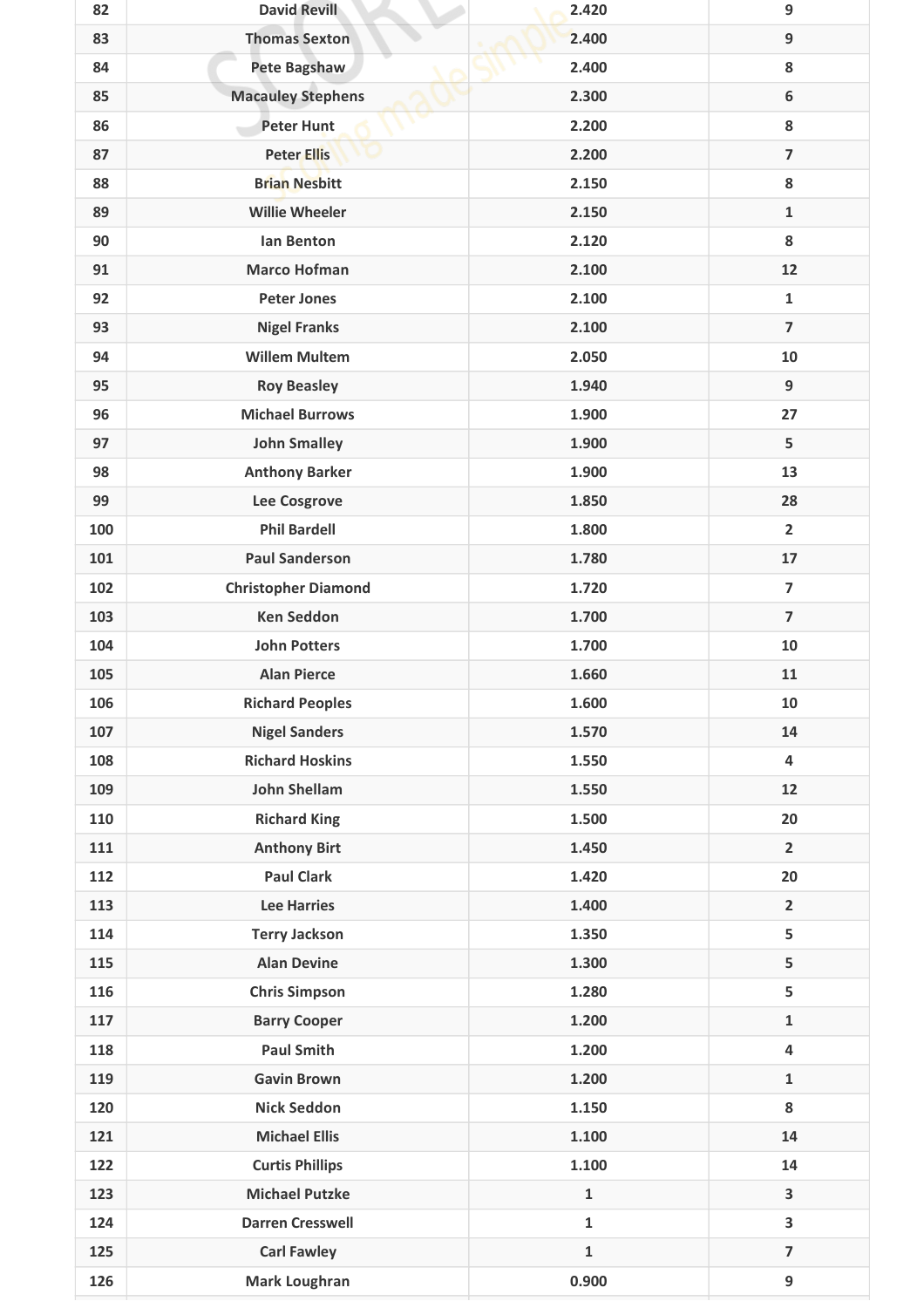| | | | |
|---|---|---|---|
| 82 | David Revill | 2.420 | 9 |
| 83 | Thomas Sexton | 2.400 | 9 |
| 84 | Pete Bagshaw | 2.400 | 8 |
| 85 | Macauley Stephens | 2.300 | 6 |
| 86 | Peter Hunt | 2.200 | 8 |
| 87 | Peter Ellis | 2.200 | 7 |
| 88 | Brian Nesbitt | 2.150 | 8 |
| 89 | Willie Wheeler | 2.150 | 1 |
| 90 | Ian Benton | 2.120 | 8 |
| 91 | Marco Hofman | 2.100 | 12 |
| 92 | Peter Jones | 2.100 | 1 |
| 93 | Nigel Franks | 2.100 | 7 |
| 94 | Willem Multem | 2.050 | 10 |
| 95 | Roy Beasley | 1.940 | 9 |
| 96 | Michael Burrows | 1.900 | 27 |
| 97 | John Smalley | 1.900 | 5 |
| 98 | Anthony Barker | 1.900 | 13 |
| 99 | Lee Cosgrove | 1.850 | 28 |
| 100 | Phil Bardell | 1.800 | 2 |
| 101 | Paul Sanderson | 1.780 | 17 |
| 102 | Christopher Diamond | 1.720 | 7 |
| 103 | Ken Seddon | 1.700 | 7 |
| 104 | John Potters | 1.700 | 10 |
| 105 | Alan Pierce | 1.660 | 11 |
| 106 | Richard Peoples | 1.600 | 10 |
| 107 | Nigel Sanders | 1.570 | 14 |
| 108 | Richard Hoskins | 1.550 | 4 |
| 109 | John Shellam | 1.550 | 12 |
| 110 | Richard King | 1.500 | 20 |
| 111 | Anthony Birt | 1.450 | 2 |
| 112 | Paul Clark | 1.420 | 20 |
| 113 | Lee Harries | 1.400 | 2 |
| 114 | Terry Jackson | 1.350 | 5 |
| 115 | Alan Devine | 1.300 | 5 |
| 116 | Chris Simpson | 1.280 | 5 |
| 117 | Barry Cooper | 1.200 | 1 |
| 118 | Paul Smith | 1.200 | 4 |
| 119 | Gavin Brown | 1.200 | 1 |
| 120 | Nick Seddon | 1.150 | 8 |
| 121 | Michael Ellis | 1.100 | 14 |
| 122 | Curtis Phillips | 1.100 | 14 |
| 123 | Michael Putzke | 1 | 3 |
| 124 | Darren Cresswell | 1 | 3 |
| 125 | Carl Fawley | 1 | 7 |
| 126 | Mark Loughran | 0.900 | 9 |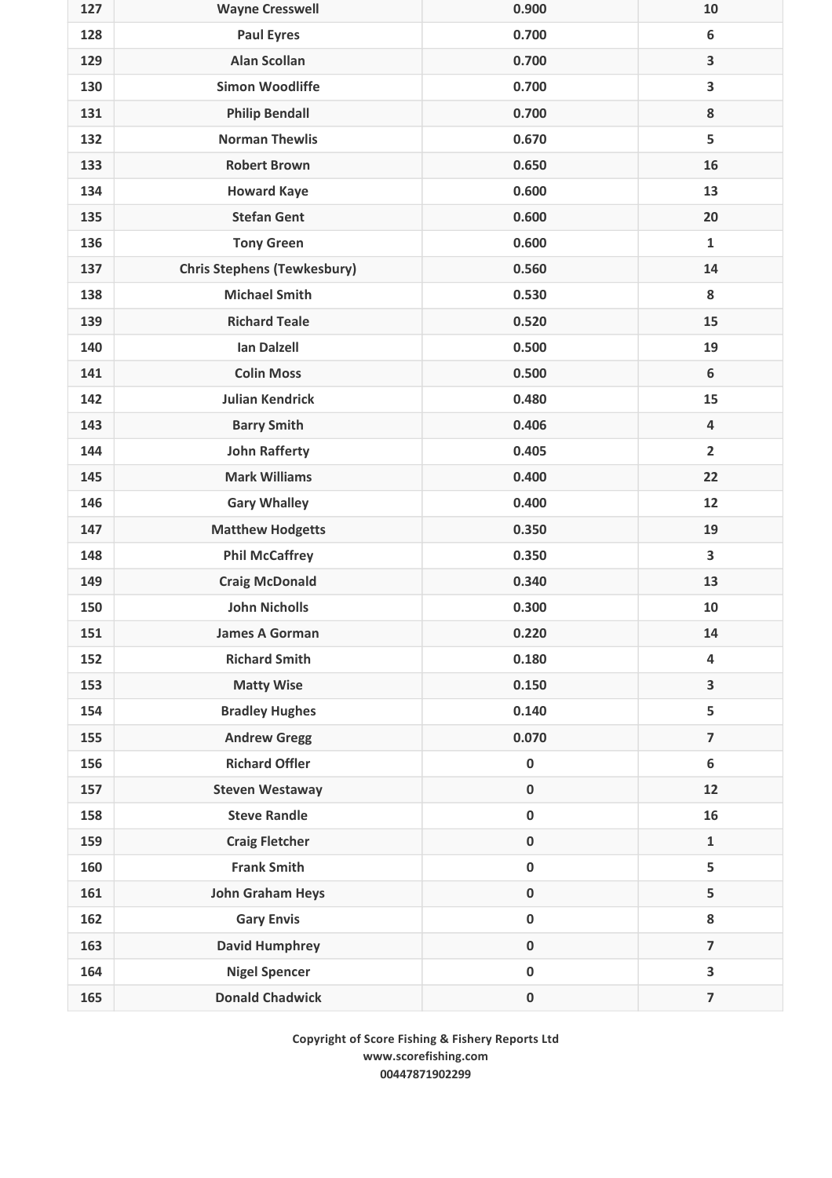| | | | |
|---|---|---|---|
| 127 | Wayne Cresswell | 0.900 | 10 |
| 128 | Paul Eyres | 0.700 | 6 |
| 129 | Alan Scollan | 0.700 | 3 |
| 130 | Simon Woodliffe | 0.700 | 3 |
| 131 | Philip Bendall | 0.700 | 8 |
| 132 | Norman Thewlis | 0.670 | 5 |
| 133 | Robert Brown | 0.650 | 16 |
| 134 | Howard Kaye | 0.600 | 13 |
| 135 | Stefan Gent | 0.600 | 20 |
| 136 | Tony Green | 0.600 | 1 |
| 137 | Chris Stephens (Tewkesbury) | 0.560 | 14 |
| 138 | Michael Smith | 0.530 | 8 |
| 139 | Richard Teale | 0.520 | 15 |
| 140 | Ian Dalzell | 0.500 | 19 |
| 141 | Colin Moss | 0.500 | 6 |
| 142 | Julian Kendrick | 0.480 | 15 |
| 143 | Barry Smith | 0.406 | 4 |
| 144 | John Rafferty | 0.405 | 2 |
| 145 | Mark Williams | 0.400 | 22 |
| 146 | Gary Whalley | 0.400 | 12 |
| 147 | Matthew Hodgetts | 0.350 | 19 |
| 148 | Phil McCaffrey | 0.350 | 3 |
| 149 | Craig McDonald | 0.340 | 13 |
| 150 | John Nicholls | 0.300 | 10 |
| 151 | James A Gorman | 0.220 | 14 |
| 152 | Richard Smith | 0.180 | 4 |
| 153 | Matty Wise | 0.150 | 3 |
| 154 | Bradley Hughes | 0.140 | 5 |
| 155 | Andrew Gregg | 0.070 | 7 |
| 156 | Richard Offler | 0 | 6 |
| 157 | Steven Westaway | 0 | 12 |
| 158 | Steve Randle | 0 | 16 |
| 159 | Craig Fletcher | 0 | 1 |
| 160 | Frank Smith | 0 | 5 |
| 161 | John Graham Heys | 0 | 5 |
| 162 | Gary Envis | 0 | 8 |
| 163 | David Humphrey | 0 | 7 |
| 164 | Nigel Spencer | 0 | 3 |
| 165 | Donald Chadwick | 0 | 7 |

**Copyright of Score Fishing & Fishery Reports Ltd**
**www.scorefishing.com**
**00447871902299**